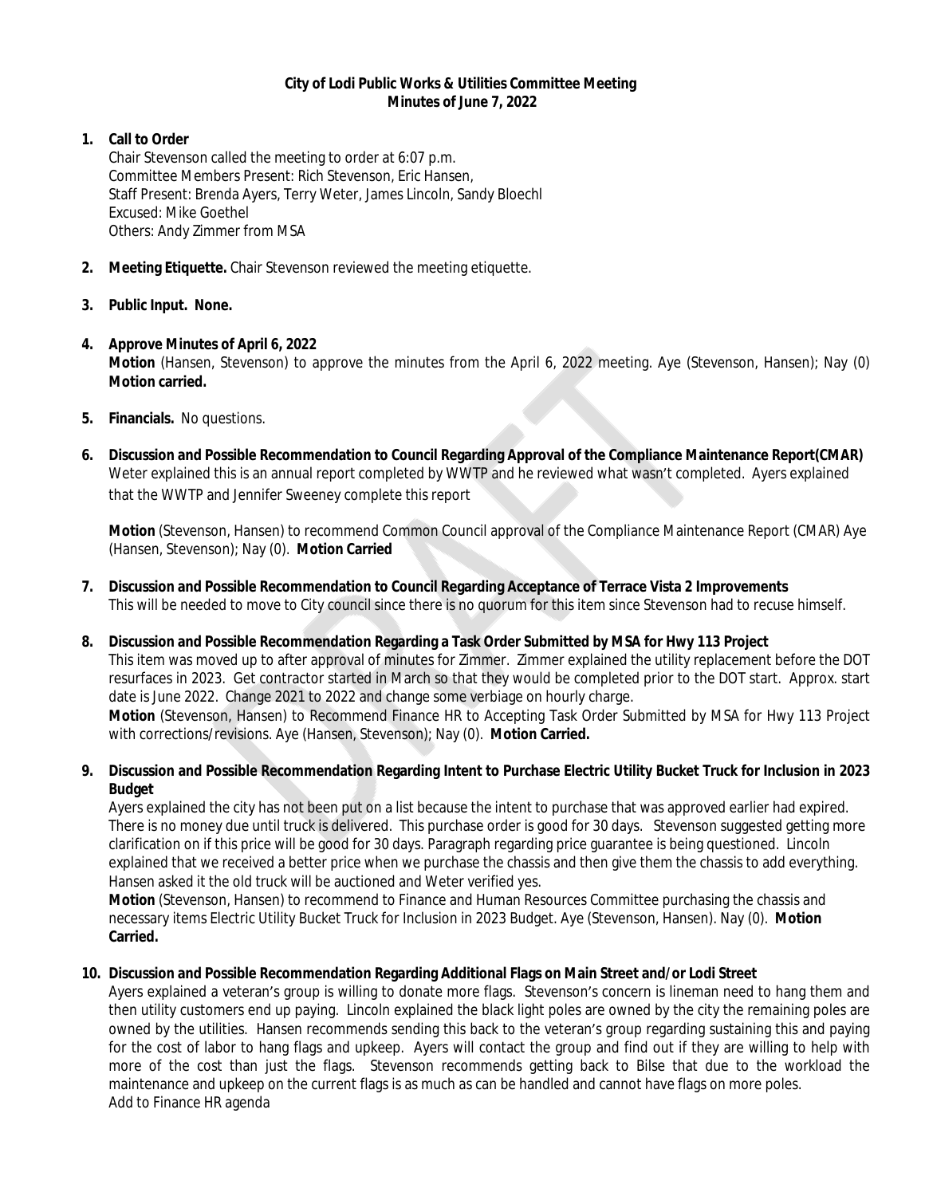**City of Lodi Public Works & Utilities Committee Meeting**
**Minutes of June 7, 2022**

1. **Call to Order**
   Chair Stevenson called the meeting to order at 6:07 p.m.
   Committee Members Present: Rich Stevenson, Eric Hansen,
   Staff Present: Brenda Ayers, Terry Weter, James Lincoln, Sandy Bloechl
   Excused: Mike Goethel
   Others: Andy Zimmer from MSA

2. **Meeting Etiquette.** Chair Stevenson reviewed the meeting etiquette.

3. **Public Input. None.**

4. **Approve Minutes of April 6, 2022**
   **Motion** (Hansen, Stevenson) to approve the minutes from the April 6, 2022 meeting. Aye (Stevenson, Hansen); Nay (0) **Motion carried.**

5. **Financials.** No questions.

6. **Discussion and Possible Recommendation to Council Regarding Approval of the Compliance Maintenance Report(CMAR)**
   Weter explained this is an annual report completed by WWTP and he reviewed what wasn't completed. Ayers explained that the WWTP and Jennifer Sweeney complete this report

   **Motion** (Stevenson, Hansen) to recommend Common Council approval of the Compliance Maintenance Report (CMAR) Aye (Hansen, Stevenson); Nay (0). **Motion Carried**

7. **Discussion and Possible Recommendation to Council Regarding Acceptance of Terrace Vista 2 Improvements**
   This will be needed to move to City council since there is no quorum for this item since Stevenson had to recuse himself.

8. **Discussion and Possible Recommendation Regarding a Task Order Submitted by MSA for Hwy 113 Project**
   This item was moved up to after approval of minutes for Zimmer. Zimmer explained the utility replacement before the DOT resurfaces in 2023. Get contractor started in March so that they would be completed prior to the DOT start. Approx. start date is June 2022. Change 2021 to 2022 and change some verbiage on hourly charge.
   **Motion** (Stevenson, Hansen) to Recommend Finance HR to Accepting Task Order Submitted by MSA for Hwy 113 Project with corrections/revisions. Aye (Hansen, Stevenson); Nay (0). **Motion Carried.**

9. **Discussion and Possible Recommendation Regarding Intent to Purchase Electric Utility Bucket Truck for Inclusion in 2023 Budget**
   Ayers explained the city has not been put on a list because the intent to purchase that was approved earlier had expired. There is no money due until truck is delivered. This purchase order is good for 30 days. Stevenson suggested getting more clarification on if this price will be good for 30 days. Paragraph regarding price guarantee is being questioned. Lincoln explained that we received a better price when we purchase the chassis and then give them the chassis to add everything. Hansen asked it the old truck will be auctioned and Weter verified yes.
   **Motion** (Stevenson, Hansen) to recommend to Finance and Human Resources Committee purchasing the chassis and necessary items Electric Utility Bucket Truck for Inclusion in 2023 Budget. Aye (Stevenson, Hansen). Nay (0). **Motion Carried.**

10. **Discussion and Possible Recommendation Regarding Additional Flags on Main Street and/or Lodi Street**
    Ayers explained a veteran's group is willing to donate more flags. Stevenson's concern is lineman need to hang them and then utility customers end up paying. Lincoln explained the black light poles are owned by the city the remaining poles are owned by the utilities. Hansen recommends sending this back to the veteran's group regarding sustaining this and paying for the cost of labor to hang flags and upkeep. Ayers will contact the group and find out if they are willing to help with more of the cost than just the flags. Stevenson recommends getting back to Bilse that due to the workload the maintenance and upkeep on the current flags is as much as can be handled and cannot have flags on more poles.
    Add to Finance HR agenda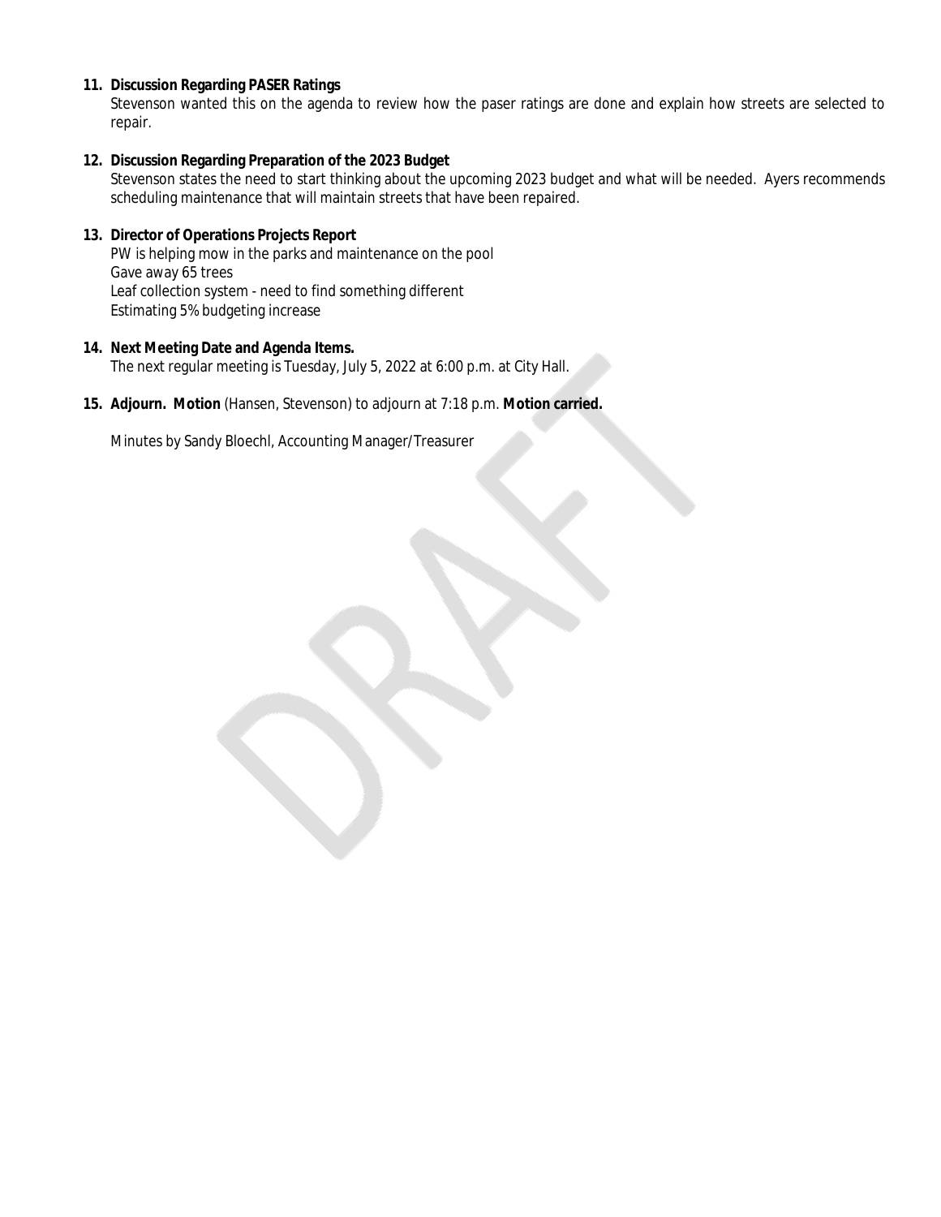**11. Discussion Regarding PASER Ratings**

Stevenson wanted this on the agenda to review how the paser ratings are done and explain how streets are selected to repair.

**12. Discussion Regarding Preparation of the 2023 Budget**

Stevenson states the need to start thinking about the upcoming 2023 budget and what will be needed. Ayers recommends scheduling maintenance that will maintain streets that have been repaired.

**13. Director of Operations Projects Report**

PW is helping mow in the parks and maintenance on the pool
Gave away 65 trees
Leaf collection system - need to find something different
Estimating 5% budgeting increase

**14. Next Meeting Date and Agenda Items.**

The next regular meeting is Tuesday, July 5, 2022 at 6:00 p.m. at City Hall.

**15. Adjourn. Motion** (Hansen, Stevenson) to adjourn at 7:18 p.m. **Motion carried.**

Minutes by Sandy Bloechl, Accounting Manager/Treasurer

DRAFT